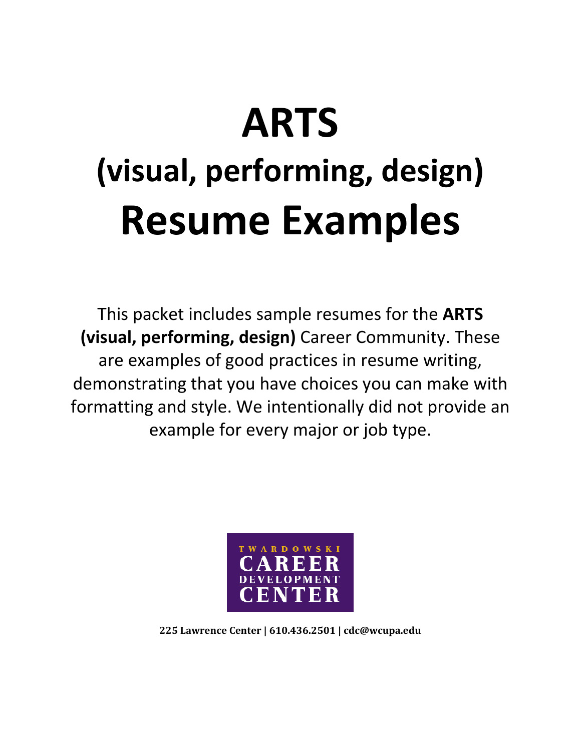# ARTS

## (visual, performing, design)

# Resume Examples

This packet includes sample resumes for the **ARTS (visual, performing, design)** Career Community. These are examples of good practices in resume writing, demonstrating that you have choices you can make with formatting and style. We intentionally did not provide an example for every major or job type.

TWARDOWSKI CAREER DEVELOPMENT CENTER

**225 Lawrence Center | 610.436.2501 | cdc@wcupa.edu**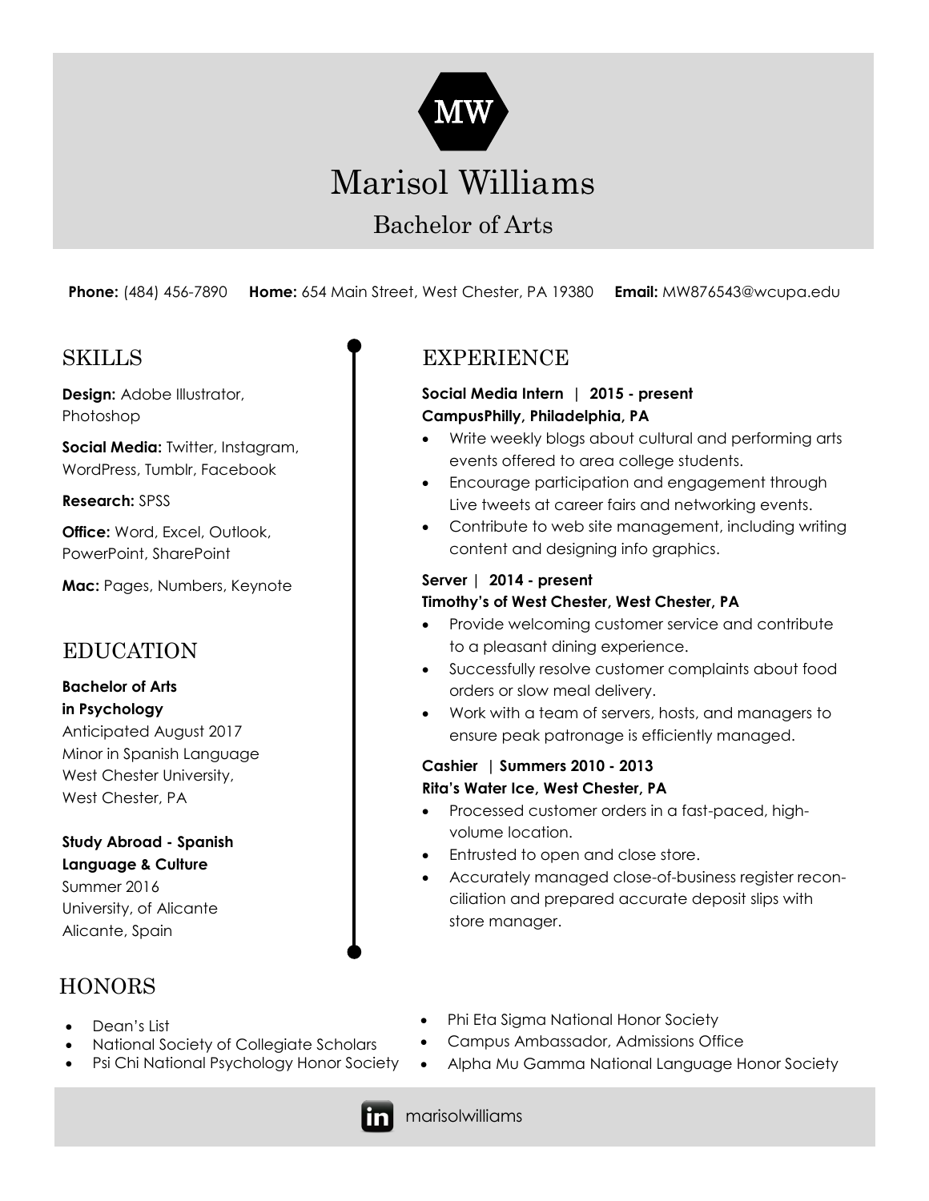MW

# Marisol Williams

Bachelor of Arts

**Phone:** (484) 456-7890 **Home:** 654 Main Street, West Chester, PA 19380 **Email:** MW876543@wcupa.edu

## SKILLS

**Design:** Adobe Illustrator, Photoshop

**Social Media:** Twitter, Instagram, WordPress, Tumblr, Facebook

**Research:** SPSS

**Office:** Word, Excel, Outlook, PowerPoint, SharePoint

**Mac:** Pages, Numbers, Keynote

## EDUCATION

**Bachelor of Arts in Psychology**
Anticipated August 2017
Minor in Spanish Language
West Chester University,
West Chester, PA

**Study Abroad - Spanish Language & Culture**
Summer 2016
University, of Alicante
Alicante, Spain

## EXPERIENCE

**Social Media Intern | 2015 - present**
**CampusPhilly, Philadelphia, PA**

- Write weekly blogs about cultural and performing arts events offered to area college students.
- Encourage participation and engagement through Live tweets at career fairs and networking events.
- Contribute to web site management, including writing content and designing info graphics.

**Server | 2014 - present**
**Timothy's of West Chester, West Chester, PA**

- Provide welcoming customer service and contribute to a pleasant dining experience.
- Successfully resolve customer complaints about food orders or slow meal delivery.
- Work with a team of servers, hosts, and managers to ensure peak patronage is efficiently managed.

**Cashier | Summers 2010 - 2013**
**Rita's Water Ice, West Chester, PA**

- Processed customer orders in a fast-paced, high-volume location.
- Entrusted to open and close store.
- Accurately managed close-of-business register reconciliation and prepared accurate deposit slips with store manager.

## HONORS

- Dean's List
- National Society of Collegiate Scholars
- Psi Chi National Psychology Honor Society
- Phi Eta Sigma National Honor Society
- Campus Ambassador, Admissions Office
- Alpha Mu Gamma National Language Honor Society

in marisolwilliams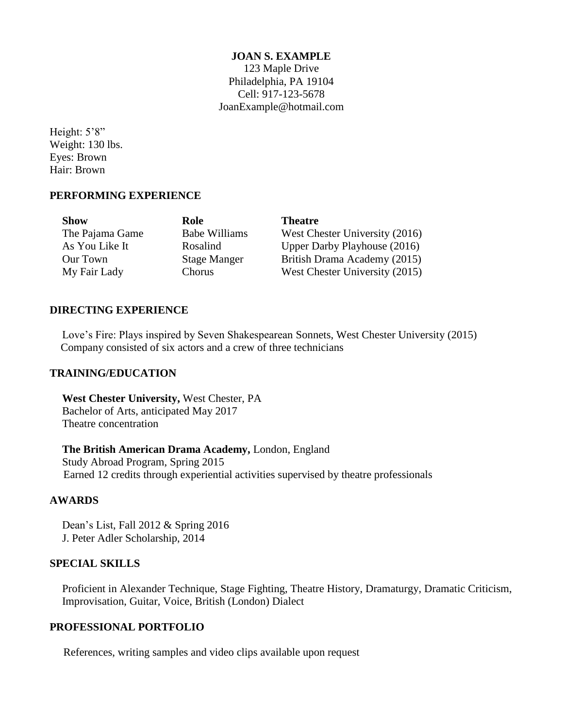**JOAN S. EXAMPLE**
123 Maple Drive
Philadelphia, PA 19104
Cell: 917-123-5678
JoanExample@hotmail.com

Height: 5'8"
Weight: 130 lbs.
Eyes: Brown
Hair: Brown

## PERFORMING EXPERIENCE

| Show | Role | Theatre |
|---|---|---|
| The Pajama Game | Babe Williams | West Chester University (2016) |
| As You Like It | Rosalind | Upper Darby Playhouse (2016) |
| Our Town | Stage Manger | British Drama Academy (2015) |
| My Fair Lady | Chorus | West Chester University (2015) |

## DIRECTING EXPERIENCE

Love's Fire: Plays inspired by Seven Shakespearean Sonnets, West Chester University (2015)
Company consisted of six actors and a crew of three technicians

## TRAINING/EDUCATION

**West Chester University,** West Chester, PA
Bachelor of Arts, anticipated May 2017
Theatre concentration

**The British American Drama Academy,** London, England
Study Abroad Program, Spring 2015
Earned 12 credits through experiential activities supervised by theatre professionals

## AWARDS

Dean's List, Fall 2012 & Spring 2016
J. Peter Adler Scholarship, 2014

## SPECIAL SKILLS

Proficient in Alexander Technique, Stage Fighting, Theatre History, Dramaturgy, Dramatic Criticism, Improvisation, Guitar, Voice, British (London) Dialect

## PROFESSIONAL PORTFOLIO

References, writing samples and video clips available upon request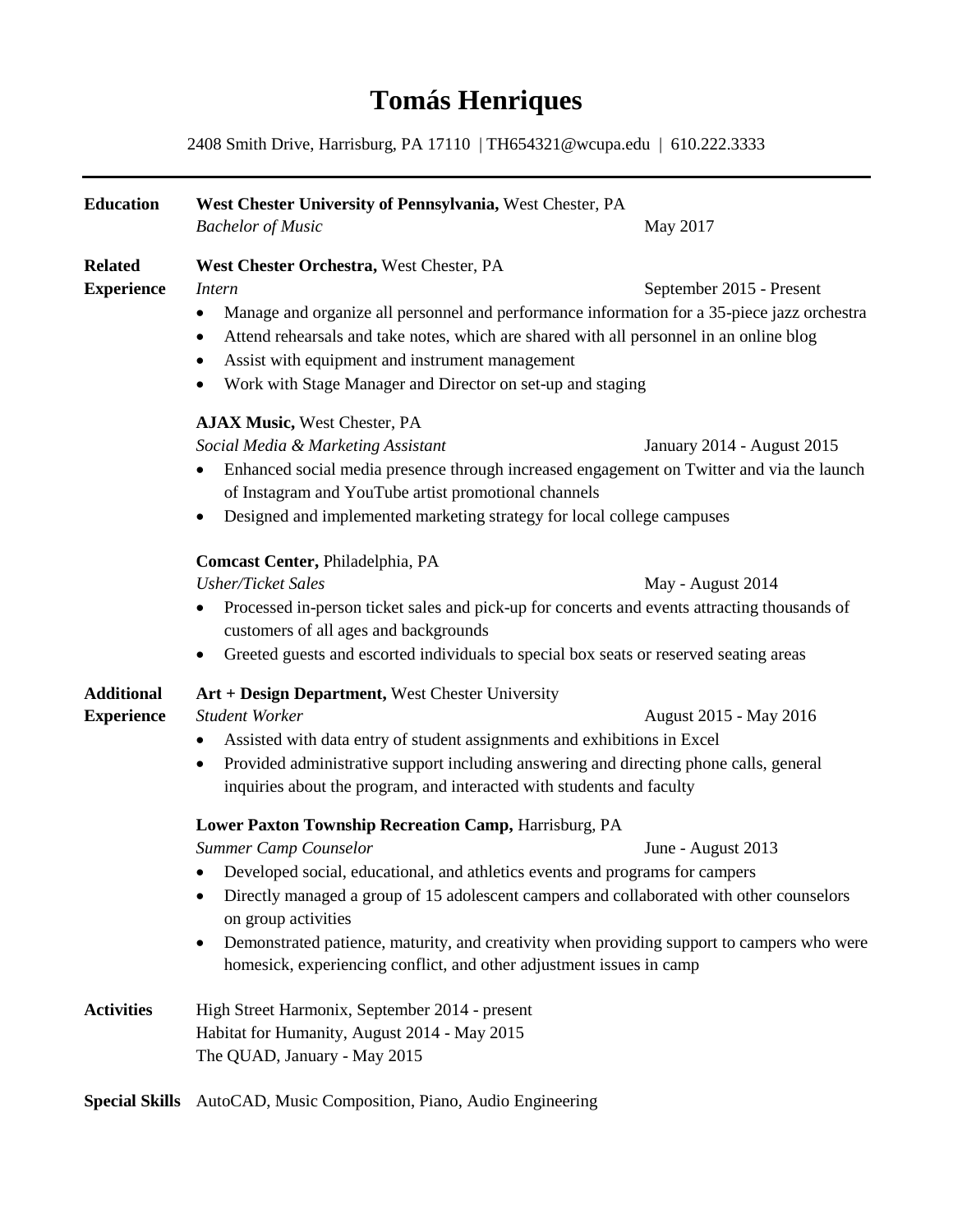# Tomás Henriques

2408 Smith Drive, Harrisburg, PA 17110 | TH654321@wcupa.edu | 610.222.3333

---

## Education

**West Chester University of Pennsylvania,** West Chester, PA
*Bachelor of Music* — May 2017

## Related Experience

**West Chester Orchestra,** West Chester, PA
*Intern* — September 2015 - Present

- Manage and organize all personnel and performance information for a 35-piece jazz orchestra
- Attend rehearsals and take notes, which are shared with all personnel in an online blog
- Assist with equipment and instrument management
- Work with Stage Manager and Director on set-up and staging

**AJAX Music,** West Chester, PA
*Social Media & Marketing Assistant* — January 2014 - August 2015

- Enhanced social media presence through increased engagement on Twitter and via the launch of Instagram and YouTube artist promotional channels
- Designed and implemented marketing strategy for local college campuses

**Comcast Center,** Philadelphia, PA
*Usher/Ticket Sales* — May - August 2014

- Processed in-person ticket sales and pick-up for concerts and events attracting thousands of customers of all ages and backgrounds
- Greeted guests and escorted individuals to special box seats or reserved seating areas

## Additional Experience

**Art + Design Department,** West Chester University
*Student Worker* — August 2015 - May 2016

- Assisted with data entry of student assignments and exhibitions in Excel
- Provided administrative support including answering and directing phone calls, general inquiries about the program, and interacted with students and faculty

**Lower Paxton Township Recreation Camp,** Harrisburg, PA
*Summer Camp Counselor* — June - August 2013

- Developed social, educational, and athletics events and programs for campers
- Directly managed a group of 15 adolescent campers and collaborated with other counselors on group activities
- Demonstrated patience, maturity, and creativity when providing support to campers who were homesick, experiencing conflict, and other adjustment issues in camp

## Activities

High Street Harmonix, September 2014 - present
Habitat for Humanity, August 2014 - May 2015
The QUAD, January - May 2015

## Special Skills

AutoCAD, Music Composition, Piano, Audio Engineering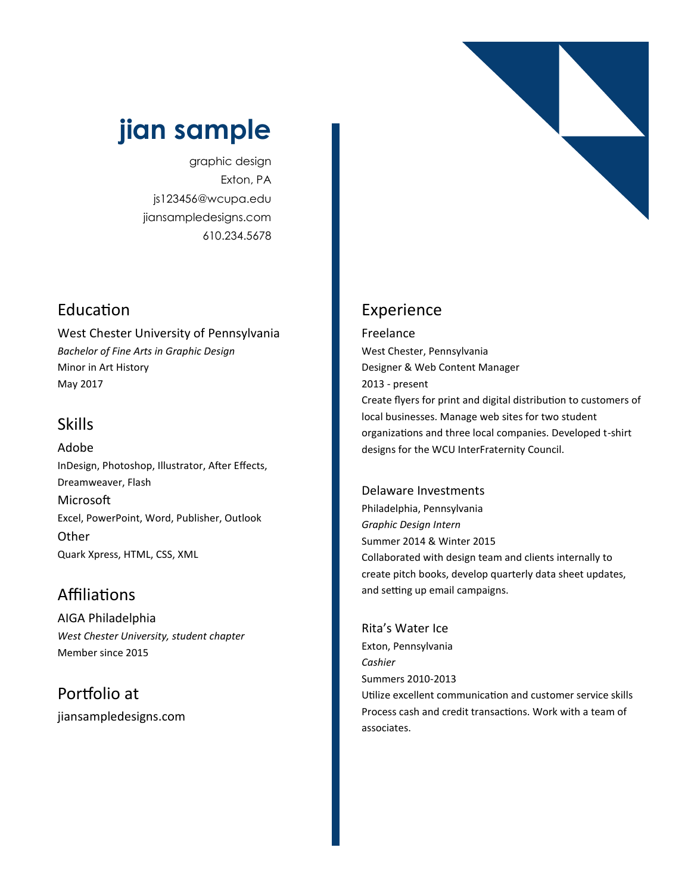# jian sample

graphic design
Exton, PA
js123456@wcupa.edu
jiansampledesigns.com
610.234.5678

## Education

### West Chester University of Pennsylvania

*Bachelor of Fine Arts in Graphic Design*
Minor in Art History
May 2017

## Skills

### Adobe

InDesign, Photoshop, Illustrator, After Effects, Dreamweaver, Flash

### Microsoft

Excel, PowerPoint, Word, Publisher, Outlook

### Other

Quark Xpress, HTML, CSS, XML

## Affiliations

### AIGA Philadelphia

*West Chester University, student chapter*
Member since 2015

## Portfolio at

jiansampledesigns.com

## Experience

### Freelance

West Chester, Pennsylvania
Designer & Web Content Manager
2013 - present
Create flyers for print and digital distribution to customers of local businesses. Manage web sites for two student organizations and three local companies. Developed t-shirt designs for the WCU InterFraternity Council.

### Delaware Investments

Philadelphia, Pennsylvania
*Graphic Design Intern*
Summer 2014 & Winter 2015
Collaborated with design team and clients internally to create pitch books, develop quarterly data sheet updates, and setting up email campaigns.

### Rita's Water Ice

Exton, Pennsylvania
*Cashier*
Summers 2010-2013
Utilize excellent communication and customer service skills Process cash and credit transactions. Work with a team of associates.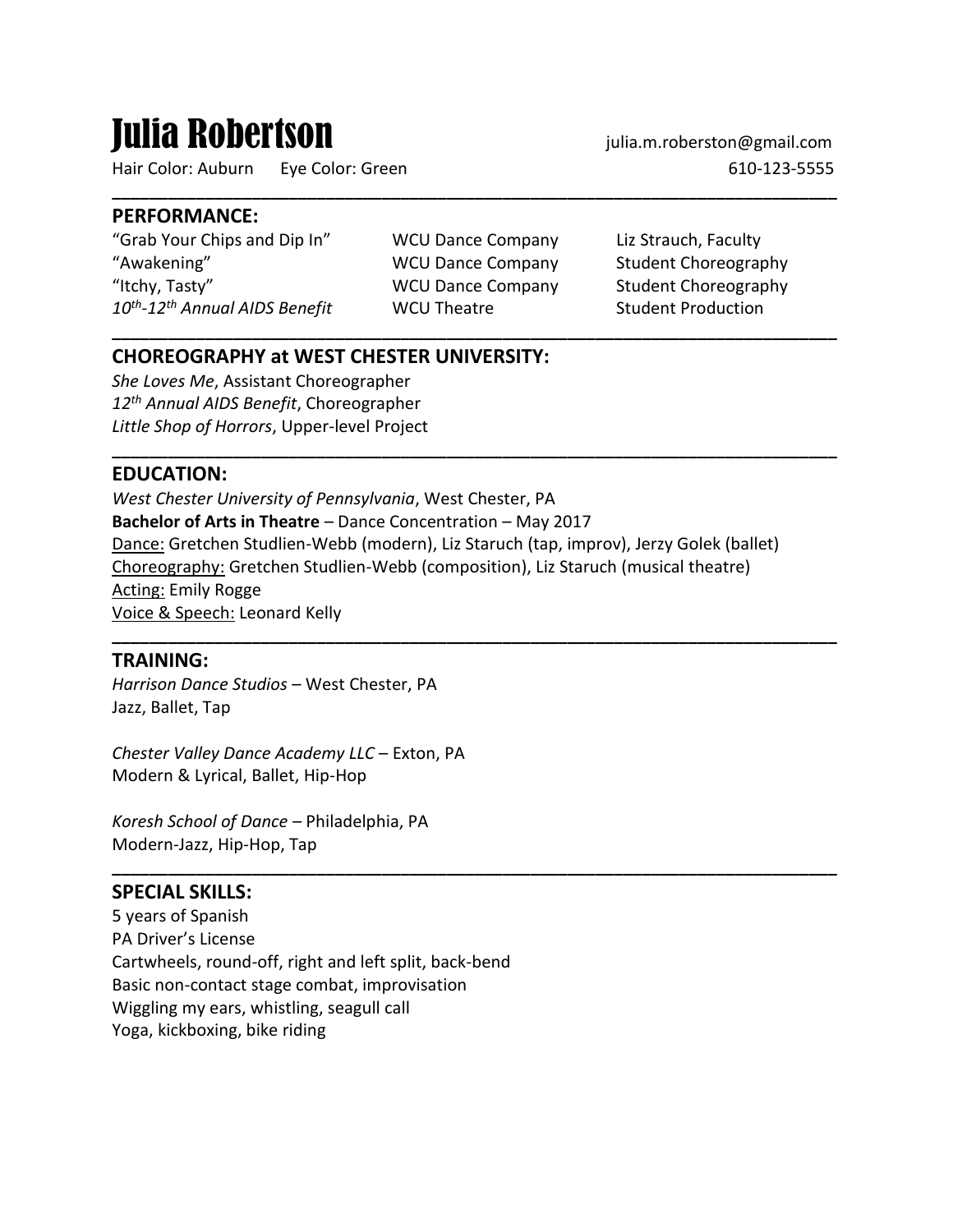# Julia Robertson

julia.m.roberston@gmail.com

Hair Color: Auburn     Eye Color: Green

610-123-5555

## PERFORMANCE:

| | | |
|---|---|---|
| "Grab Your Chips and Dip In" | WCU Dance Company | Liz Strauch, Faculty |
| "Awakening" | WCU Dance Company | Student Choreography |
| "Itchy, Tasty" | WCU Dance Company | Student Choreography |
| *10th-12th Annual AIDS Benefit* | WCU Theatre | Student Production |

## CHOREOGRAPHY at WEST CHESTER UNIVERSITY:

*She Loves Me*, Assistant Choreographer
*12th Annual AIDS Benefit*, Choreographer
*Little Shop of Horrors*, Upper-level Project

## EDUCATION:

*West Chester University of Pennsylvania*, West Chester, PA
**Bachelor of Arts in Theatre** – Dance Concentration – May 2017
<u>Dance:</u> Gretchen Studlien-Webb (modern), Liz Staruch (tap, improv), Jerzy Golek (ballet)
<u>Choreography:</u> Gretchen Studlien-Webb (composition), Liz Staruch (musical theatre)
<u>Acting:</u> Emily Rogge
<u>Voice & Speech:</u> Leonard Kelly

## TRAINING:

*Harrison Dance Studios* – West Chester, PA
Jazz, Ballet, Tap

*Chester Valley Dance Academy LLC* – Exton, PA
Modern & Lyrical, Ballet, Hip-Hop

*Koresh School of Dance* – Philadelphia, PA
Modern-Jazz, Hip-Hop, Tap

## SPECIAL SKILLS:

5 years of Spanish
PA Driver's License
Cartwheels, round-off, right and left split, back-bend
Basic non-contact stage combat, improvisation
Wiggling my ears, whistling, seagull call
Yoga, kickboxing, bike riding